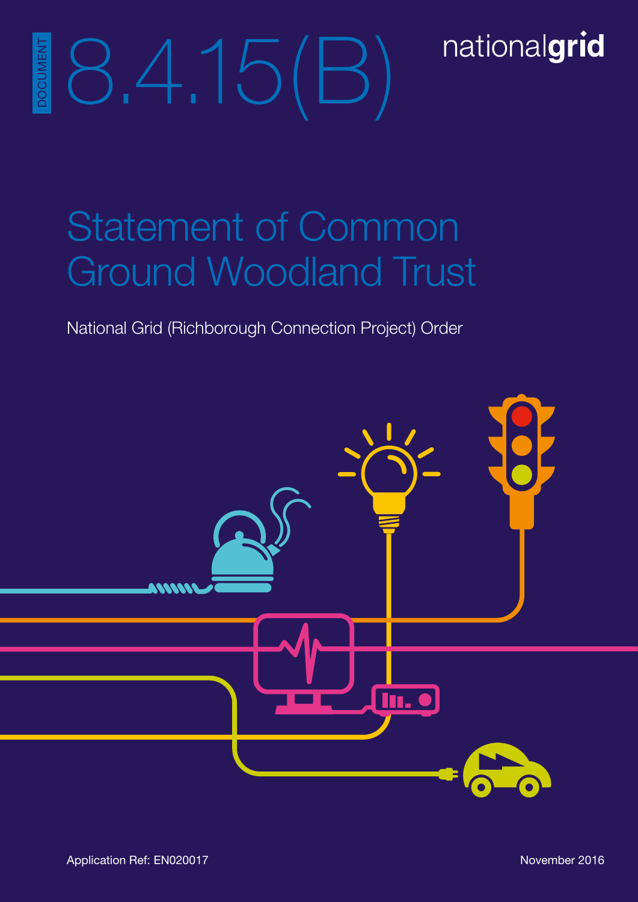DOCUMENT

# 8.4.15(B)

nationalgrid

# Statement of Common Ground Woodland Trust

National Grid (Richborough Connection Project) Order

Application Ref: EN020017

November 2016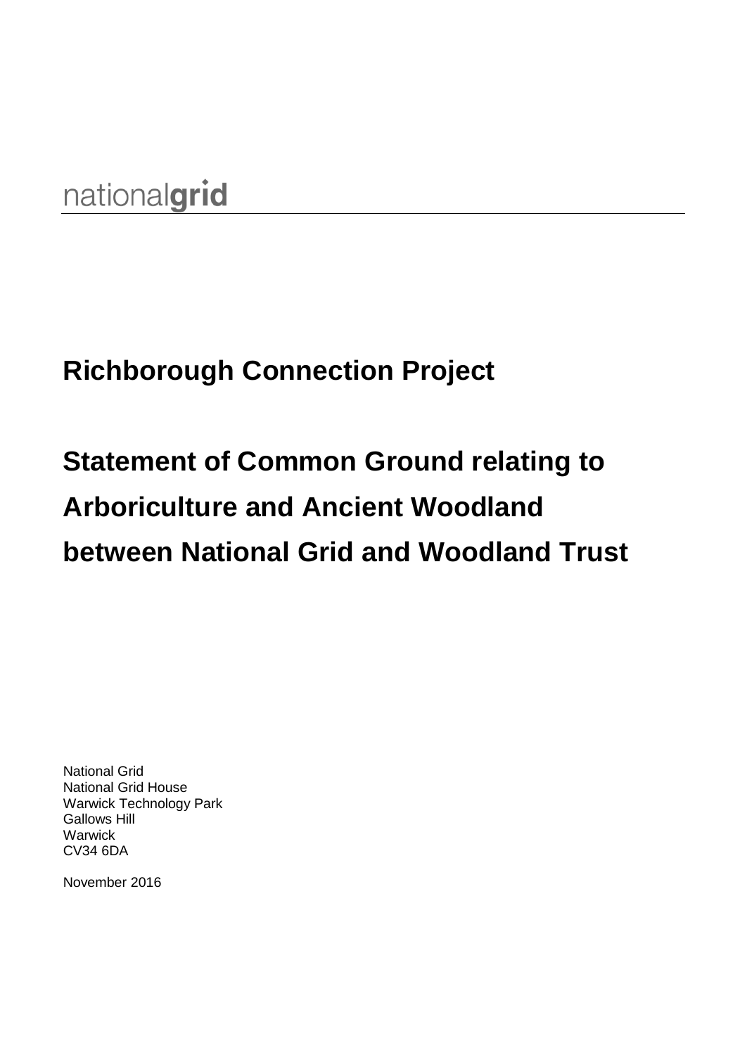nationalgrid

# Richborough Connection Project

# Statement of Common Ground relating to Arboriculture and Ancient Woodland between National Grid and Woodland Trust

National Grid
National Grid House
Warwick Technology Park
Gallows Hill
Warwick
CV34 6DA

November 2016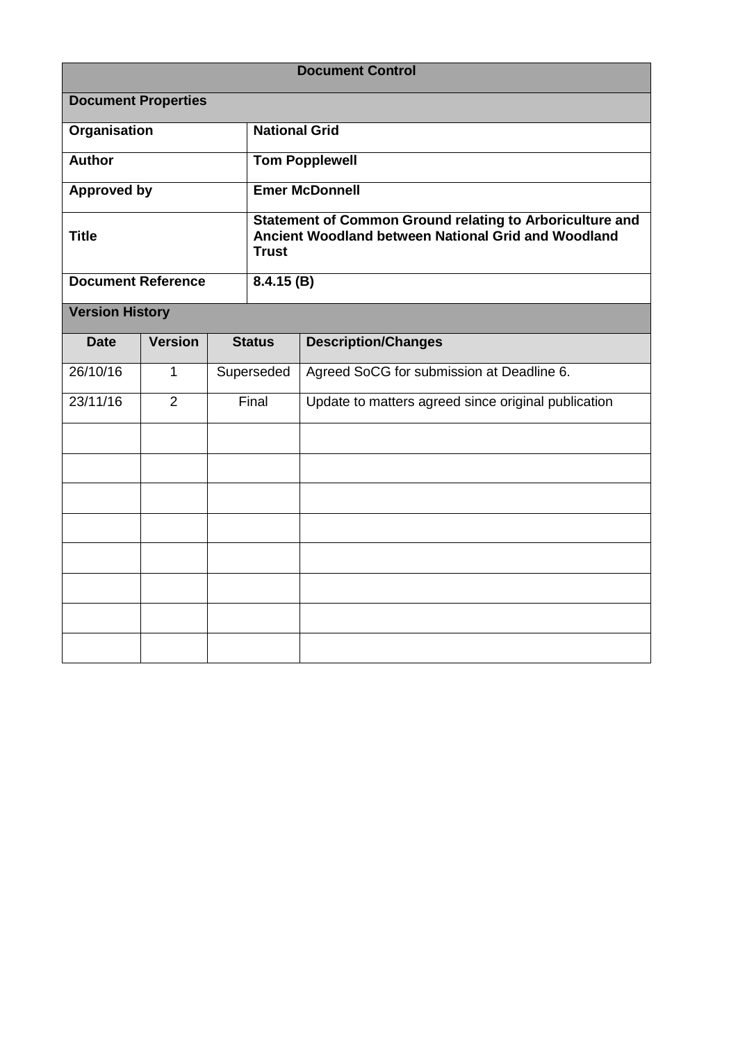| Document Control | | | |
|---|---|---|---|
| **Document Properties** | | | |
| **Organisation** | **National Grid** | | |
| **Author** | **Tom Popplewell** | | |
| **Approved by** | **Emer McDonnell** | | |
| **Title** | **Statement of Common Ground relating to Arboriculture and Ancient Woodland between National Grid and Woodland Trust** | | |
| **Document Reference** | **8.4.15 (B)** | | |

| **Version History** | | | |
|---|---|---|---|
| **Date** | **Version** | **Status** | **Description/Changes** |
| 26/10/16 | 1 | Superseded | Agreed SoCG for submission at Deadline 6. |
| 23/11/16 | 2 | Final | Update to matters agreed since original publication |
| | | | |
| | | | |
| | | | |
| | | | |
| | | | |
| | | | |
| | | | |
| | | | |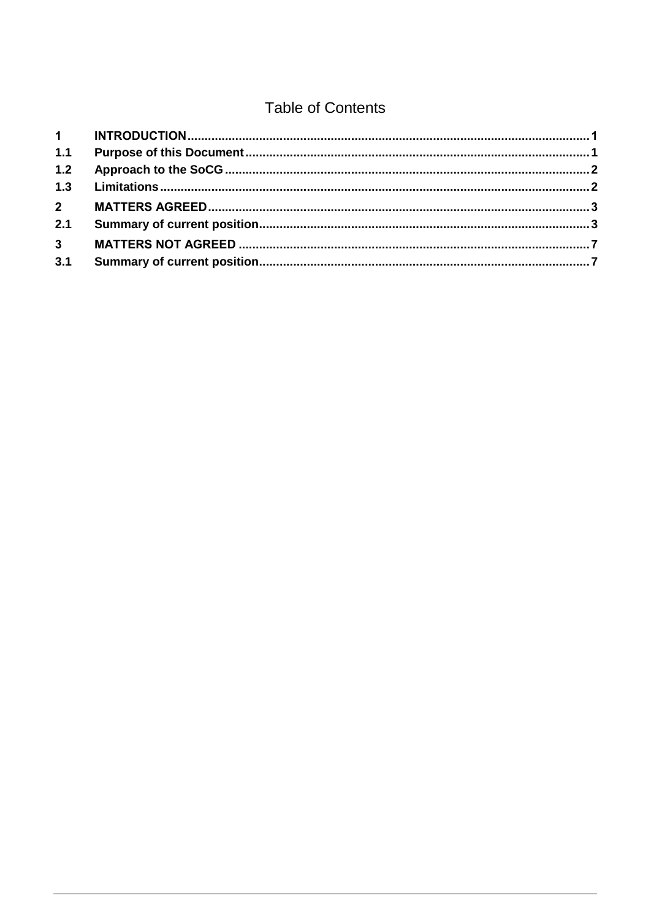# Table of Contents

| | | |
|---|---|---|
| **1** | **INTRODUCTION** | **1** |
| **1.1** | **Purpose of this Document** | **1** |
| **1.2** | **Approach to the SoCG** | **2** |
| **1.3** | **Limitations** | **2** |
| **2** | **MATTERS AGREED** | **3** |
| **2.1** | **Summary of current position** | **3** |
| **3** | **MATTERS NOT AGREED** | **7** |
| **3.1** | **Summary of current position** | **7** |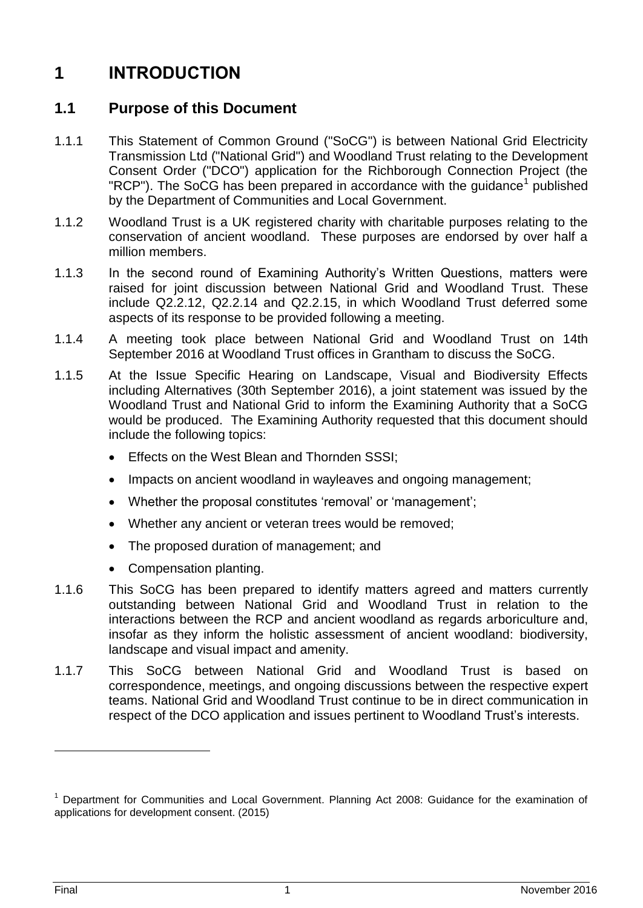# 1 INTRODUCTION

## 1.1 Purpose of this Document

1.1.1 This Statement of Common Ground ("SoCG") is between National Grid Electricity Transmission Ltd ("National Grid") and Woodland Trust relating to the Development Consent Order ("DCO") application for the Richborough Connection Project (the "RCP"). The SoCG has been prepared in accordance with the guidance[1] published by the Department of Communities and Local Government.

1.1.2 Woodland Trust is a UK registered charity with charitable purposes relating to the conservation of ancient woodland. These purposes are endorsed by over half a million members.

1.1.3 In the second round of Examining Authority's Written Questions, matters were raised for joint discussion between National Grid and Woodland Trust. These include Q2.2.12, Q2.2.14 and Q2.2.15, in which Woodland Trust deferred some aspects of its response to be provided following a meeting.

1.1.4 A meeting took place between National Grid and Woodland Trust on 14th September 2016 at Woodland Trust offices in Grantham to discuss the SoCG.

1.1.5 At the Issue Specific Hearing on Landscape, Visual and Biodiversity Effects including Alternatives (30th September 2016), a joint statement was issued by the Woodland Trust and National Grid to inform the Examining Authority that a SoCG would be produced. The Examining Authority requested that this document should include the following topics:

- Effects on the West Blean and Thornden SSSI;
- Impacts on ancient woodland in wayleaves and ongoing management;
- Whether the proposal constitutes 'removal' or 'management';
- Whether any ancient or veteran trees would be removed;
- The proposed duration of management; and
- Compensation planting.

1.1.6 This SoCG has been prepared to identify matters agreed and matters currently outstanding between National Grid and Woodland Trust in relation to the interactions between the RCP and ancient woodland as regards arboriculture and, insofar as they inform the holistic assessment of ancient woodland: biodiversity, landscape and visual impact and amenity.

1.1.7 This SoCG between National Grid and Woodland Trust is based on correspondence, meetings, and ongoing discussions between the respective expert teams. National Grid and Woodland Trust continue to be in direct communication in respect of the DCO application and issues pertinent to Woodland Trust's interests.

[1] Department for Communities and Local Government. Planning Act 2008: Guidance for the examination of applications for development consent. (2015)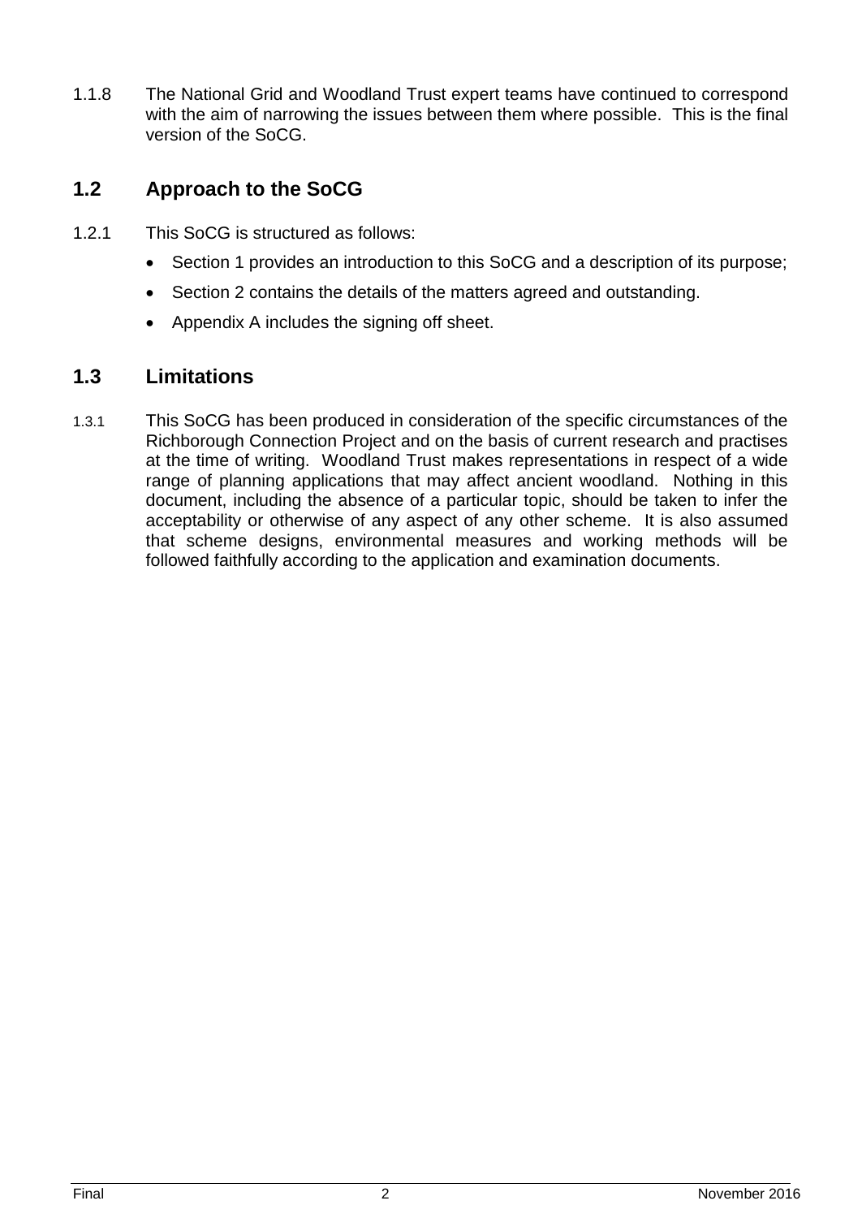1.1.8 The National Grid and Woodland Trust expert teams have continued to correspond with the aim of narrowing the issues between them where possible. This is the final version of the SoCG.

## 1.2 Approach to the SoCG

1.2.1 This SoCG is structured as follows:

- Section 1 provides an introduction to this SoCG and a description of its purpose;
- Section 2 contains the details of the matters agreed and outstanding.
- Appendix A includes the signing off sheet.

## 1.3 Limitations

1.3.1 This SoCG has been produced in consideration of the specific circumstances of the Richborough Connection Project and on the basis of current research and practises at the time of writing. Woodland Trust makes representations in respect of a wide range of planning applications that may affect ancient woodland. Nothing in this document, including the absence of a particular topic, should be taken to infer the acceptability or otherwise of any aspect of any other scheme. It is also assumed that scheme designs, environmental measures and working methods will be followed faithfully according to the application and examination documents.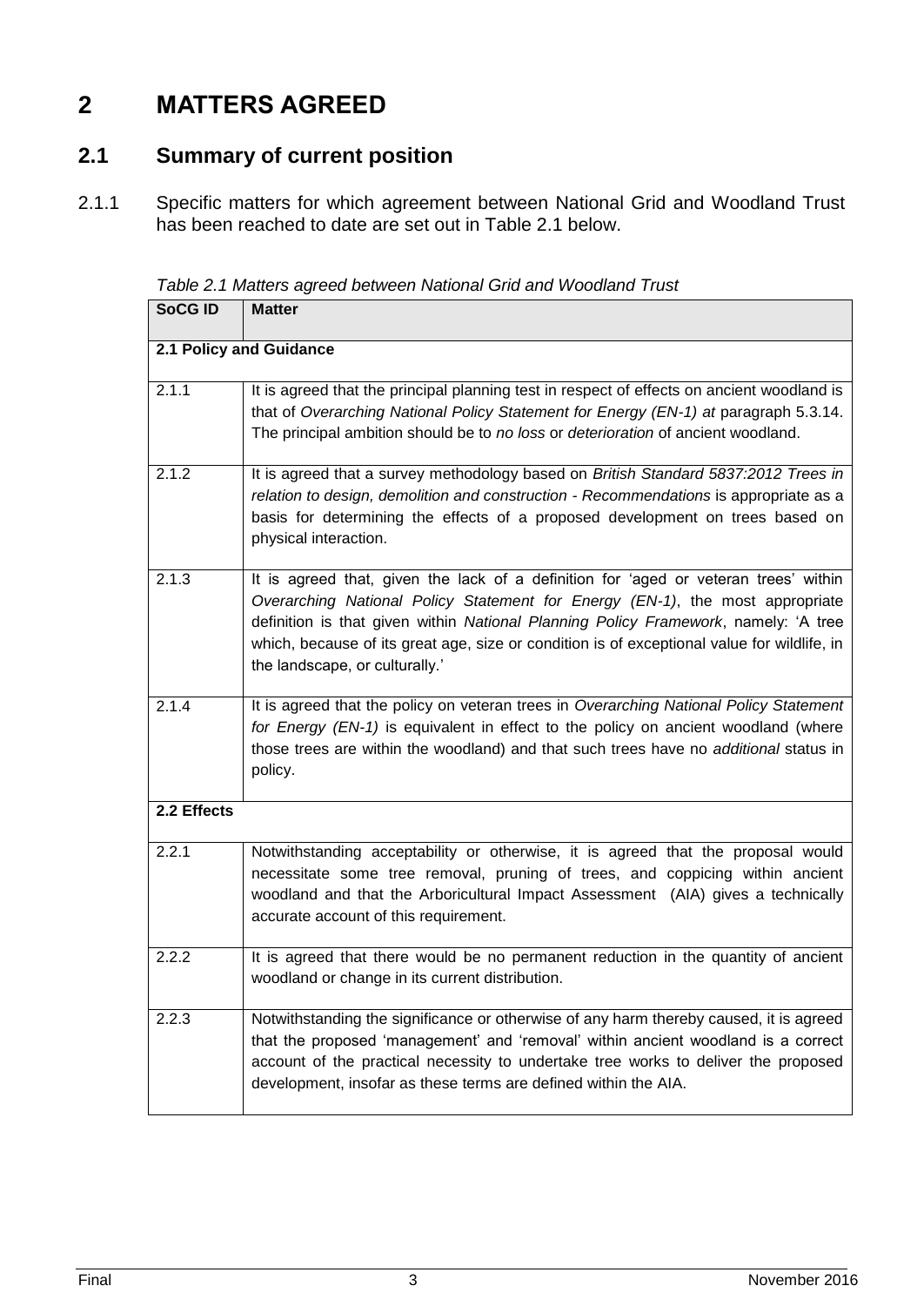# 2 MATTERS AGREED

## 2.1 Summary of current position

2.1.1 Specific matters for which agreement between National Grid and Woodland Trust has been reached to date are set out in Table 2.1 below.

*Table 2.1 Matters agreed between National Grid and Woodland Trust*

| SoCG ID | Matter |
|---|---|
| **2.1 Policy and Guidance** | |
| 2.1.1 | It is agreed that the principal planning test in respect of effects on ancient woodland is that of *Overarching National Policy Statement for Energy (EN-1) at* paragraph 5.3.14. The principal ambition should be to *no loss* or *deterioration* of ancient woodland. |
| 2.1.2 | It is agreed that a survey methodology based on *British Standard 5837:2012 Trees in relation to design, demolition and construction - Recommendations* is appropriate as a basis for determining the effects of a proposed development on trees based on physical interaction. |
| 2.1.3 | It is agreed that, given the lack of a definition for 'aged or veteran trees' within *Overarching National Policy Statement for Energy (EN-1)*, the most appropriate definition is that given within *National Planning Policy Framework*, namely: 'A tree which, because of its great age, size or condition is of exceptional value for wildlife, in the landscape, or culturally.' |
| 2.1.4 | It is agreed that the policy on veteran trees in *Overarching National Policy Statement for Energy (EN-1)* is equivalent in effect to the policy on ancient woodland (where those trees are within the woodland) and that such trees have no *additional* status in policy. |
| **2.2 Effects** | |
| 2.2.1 | Notwithstanding acceptability or otherwise, it is agreed that the proposal would necessitate some tree removal, pruning of trees, and coppicing within ancient woodland and that the Arboricultural Impact Assessment (AIA) gives a technically accurate account of this requirement. |
| 2.2.2 | It is agreed that there would be no permanent reduction in the quantity of ancient woodland or change in its current distribution. |
| 2.2.3 | Notwithstanding the significance or otherwise of any harm thereby caused, it is agreed that the proposed 'management' and 'removal' within ancient woodland is a correct account of the practical necessity to undertake tree works to deliver the proposed development, insofar as these terms are defined within the AIA. |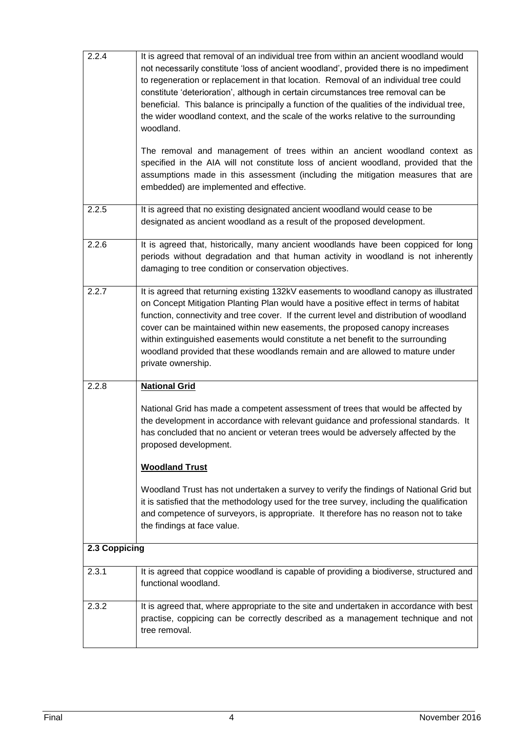| | |
|---|---|
| 2.2.4 | It is agreed that removal of an individual tree from within an ancient woodland would not necessarily constitute 'loss of ancient woodland', provided there is no impediment to regeneration or replacement in that location. Removal of an individual tree could constitute 'deterioration', although in certain circumstances tree removal can be beneficial. This balance is principally a function of the qualities of the individual tree, the wider woodland context, and the scale of the works relative to the surrounding woodland.<br><br>The removal and management of trees within an ancient woodland context as specified in the AIA will not constitute loss of ancient woodland, provided that the assumptions made in this assessment (including the mitigation measures that are embedded) are implemented and effective. |
| 2.2.5 | It is agreed that no existing designated ancient woodland would cease to be designated as ancient woodland as a result of the proposed development. |
| 2.2.6 | It is agreed that, historically, many ancient woodlands have been coppiced for long periods without degradation and that human activity in woodland is not inherently damaging to tree condition or conservation objectives. |
| 2.2.7 | It is agreed that returning existing 132kV easements to woodland canopy as illustrated on Concept Mitigation Planting Plan would have a positive effect in terms of habitat function, connectivity and tree cover. If the current level and distribution of woodland cover can be maintained within new easements, the proposed canopy increases within extinguished easements would constitute a net benefit to the surrounding woodland provided that these woodlands remain and are allowed to mature under private ownership. |
| 2.2.8 | **National Grid**<br><br>National Grid has made a competent assessment of trees that would be affected by the development in accordance with relevant guidance and professional standards. It has concluded that no ancient or veteran trees would be adversely affected by the proposed development.<br><br>**Woodland Trust**<br><br>Woodland Trust has not undertaken a survey to verify the findings of National Grid but it is satisfied that the methodology used for the tree survey, including the qualification and competence of surveyors, is appropriate. It therefore has no reason not to take the findings at face value. |
| **2.3 Coppicing** | |
| 2.3.1 | It is agreed that coppice woodland is capable of providing a biodiverse, structured and functional woodland. |
| 2.3.2 | It is agreed that, where appropriate to the site and undertaken in accordance with best practise, coppicing can be correctly described as a management technique and not tree removal. |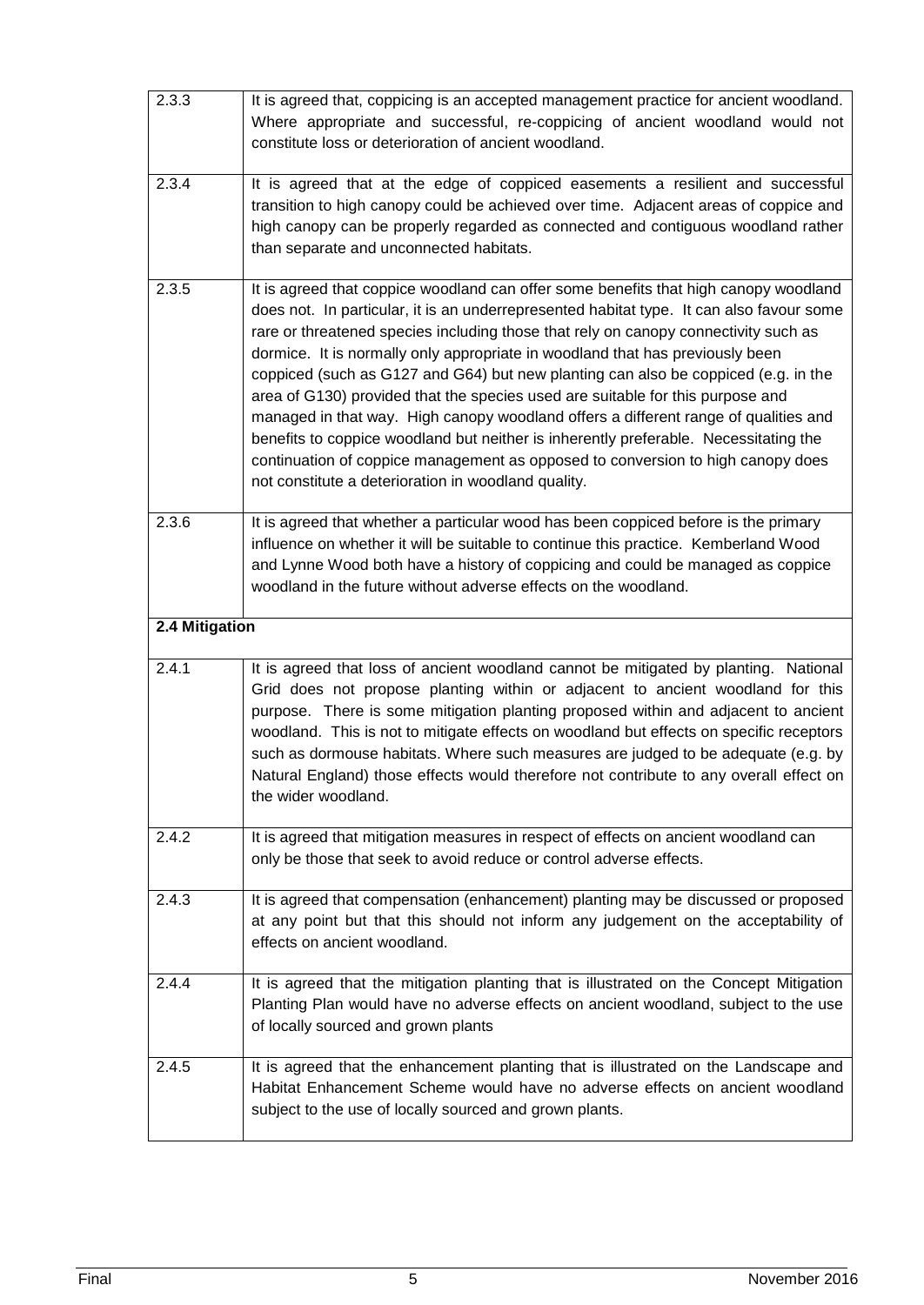| | |
|---|---|
| 2.3.3 | It is agreed that, coppicing is an accepted management practice for ancient woodland. Where appropriate and successful, re-coppicing of ancient woodland would not constitute loss or deterioration of ancient woodland. |
| 2.3.4 | It is agreed that at the edge of coppiced easements a resilient and successful transition to high canopy could be achieved over time. Adjacent areas of coppice and high canopy can be properly regarded as connected and contiguous woodland rather than separate and unconnected habitats. |
| 2.3.5 | It is agreed that coppice woodland can offer some benefits that high canopy woodland does not. In particular, it is an underrepresented habitat type. It can also favour some rare or threatened species including those that rely on canopy connectivity such as dormice. It is normally only appropriate in woodland that has previously been coppiced (such as G127 and G64) but new planting can also be coppiced (e.g. in the area of G130) provided that the species used are suitable for this purpose and managed in that way. High canopy woodland offers a different range of qualities and benefits to coppice woodland but neither is inherently preferable. Necessitating the continuation of coppice management as opposed to conversion to high canopy does not constitute a deterioration in woodland quality. |
| 2.3.6 | It is agreed that whether a particular wood has been coppiced before is the primary influence on whether it will be suitable to continue this practice. Kemberland Wood and Lynne Wood both have a history of coppicing and could be managed as coppice woodland in the future without adverse effects on the woodland. |
| **2.4 Mitigation** | |
| 2.4.1 | It is agreed that loss of ancient woodland cannot be mitigated by planting. National Grid does not propose planting within or adjacent to ancient woodland for this purpose. There is some mitigation planting proposed within and adjacent to ancient woodland. This is not to mitigate effects on woodland but effects on specific receptors such as dormouse habitats. Where such measures are judged to be adequate (e.g. by Natural England) those effects would therefore not contribute to any overall effect on the wider woodland. |
| 2.4.2 | It is agreed that mitigation measures in respect of effects on ancient woodland can only be those that seek to avoid reduce or control adverse effects. |
| 2.4.3 | It is agreed that compensation (enhancement) planting may be discussed or proposed at any point but that this should not inform any judgement on the acceptability of effects on ancient woodland. |
| 2.4.4 | It is agreed that the mitigation planting that is illustrated on the Concept Mitigation Planting Plan would have no adverse effects on ancient woodland, subject to the use of locally sourced and grown plants |
| 2.4.5 | It is agreed that the enhancement planting that is illustrated on the Landscape and Habitat Enhancement Scheme would have no adverse effects on ancient woodland subject to the use of locally sourced and grown plants. |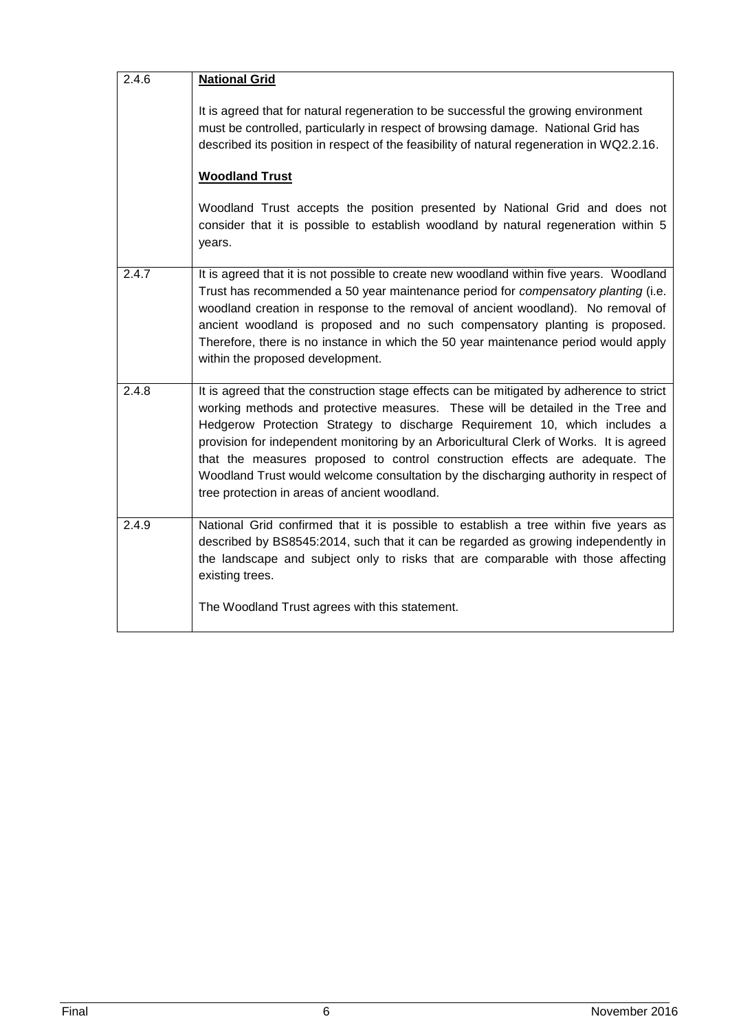| | |
|---|---|
| 2.4.6 | **National Grid**<br><br>It is agreed that for natural regeneration to be successful the growing environment must be controlled, particularly in respect of browsing damage. National Grid has described its position in respect of the feasibility of natural regeneration in WQ2.2.16.<br><br>**Woodland Trust**<br><br>Woodland Trust accepts the position presented by National Grid and does not consider that it is possible to establish woodland by natural regeneration within 5 years. |
| 2.4.7 | It is agreed that it is not possible to create new woodland within five years. Woodland Trust has recommended a 50 year maintenance period for *compensatory planting* (i.e. woodland creation in response to the removal of ancient woodland). No removal of ancient woodland is proposed and no such compensatory planting is proposed. Therefore, there is no instance in which the 50 year maintenance period would apply within the proposed development. |
| 2.4.8 | It is agreed that the construction stage effects can be mitigated by adherence to strict working methods and protective measures. These will be detailed in the Tree and Hedgerow Protection Strategy to discharge Requirement 10, which includes a provision for independent monitoring by an Arboricultural Clerk of Works. It is agreed that the measures proposed to control construction effects are adequate. The Woodland Trust would welcome consultation by the discharging authority in respect of tree protection in areas of ancient woodland. |
| 2.4.9 | National Grid confirmed that it is possible to establish a tree within five years as described by BS8545:2014, such that it can be regarded as growing independently in the landscape and subject only to risks that are comparable with those affecting existing trees.<br><br>The Woodland Trust agrees with this statement. |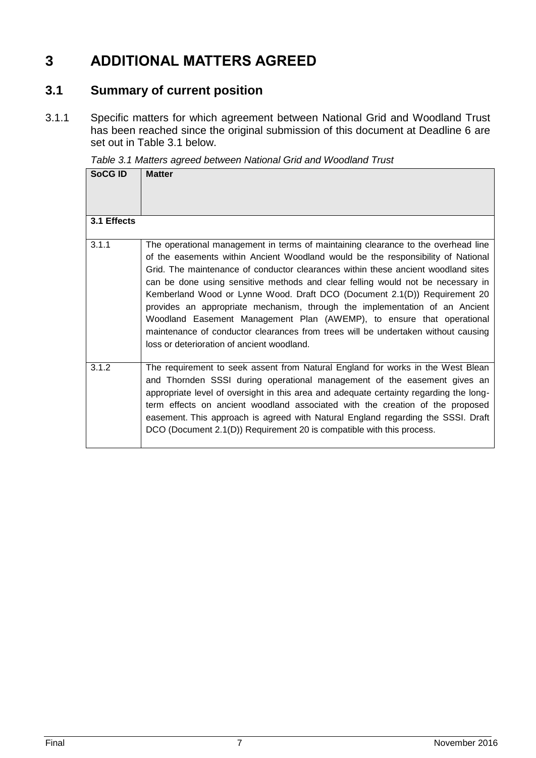# 3 ADDITIONAL MATTERS AGREED

## 3.1 Summary of current position

3.1.1 Specific matters for which agreement between National Grid and Woodland Trust has been reached since the original submission of this document at Deadline 6 are set out in Table 3.1 below.

*Table 3.1 Matters agreed between National Grid and Woodland Trust*

| SoCG ID | Matter |
|---|---|
| **3.1 Effects** | |
| 3.1.1 | The operational management in terms of maintaining clearance to the overhead line of the easements within Ancient Woodland would be the responsibility of National Grid. The maintenance of conductor clearances within these ancient woodland sites can be done using sensitive methods and clear felling would not be necessary in Kemberland Wood or Lynne Wood. Draft DCO (Document 2.1(D)) Requirement 20 provides an appropriate mechanism, through the implementation of an Ancient Woodland Easement Management Plan (AWEMP), to ensure that operational maintenance of conductor clearances from trees will be undertaken without causing loss or deterioration of ancient woodland. |
| 3.1.2 | The requirement to seek assent from Natural England for works in the West Blean and Thornden SSSI during operational management of the easement gives an appropriate level of oversight in this area and adequate certainty regarding the long-term effects on ancient woodland associated with the creation of the proposed easement. This approach is agreed with Natural England regarding the SSSI. Draft DCO (Document 2.1(D)) Requirement 20 is compatible with this process. |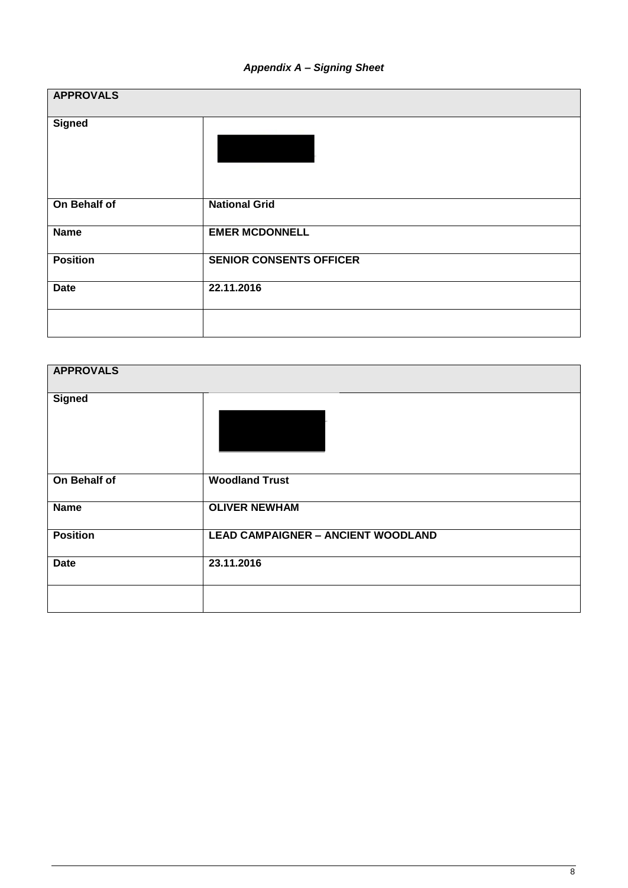*Appendix A – Signing Sheet*

| APPROVALS | |
|---|---|
| **Signed** | |
| **On Behalf of** | **National Grid** |
| **Name** | **EMER MCDONNELL** |
| **Position** | **SENIOR CONSENTS OFFICER** |
| **Date** | **22.11.2016** |
| | |

| APPROVALS | |
|---|---|
| **Signed** | |
| **On Behalf of** | **Woodland Trust** |
| **Name** | **OLIVER NEWHAM** |
| **Position** | **LEAD CAMPAIGNER – ANCIENT WOODLAND** |
| **Date** | **23.11.2016** |
| | |